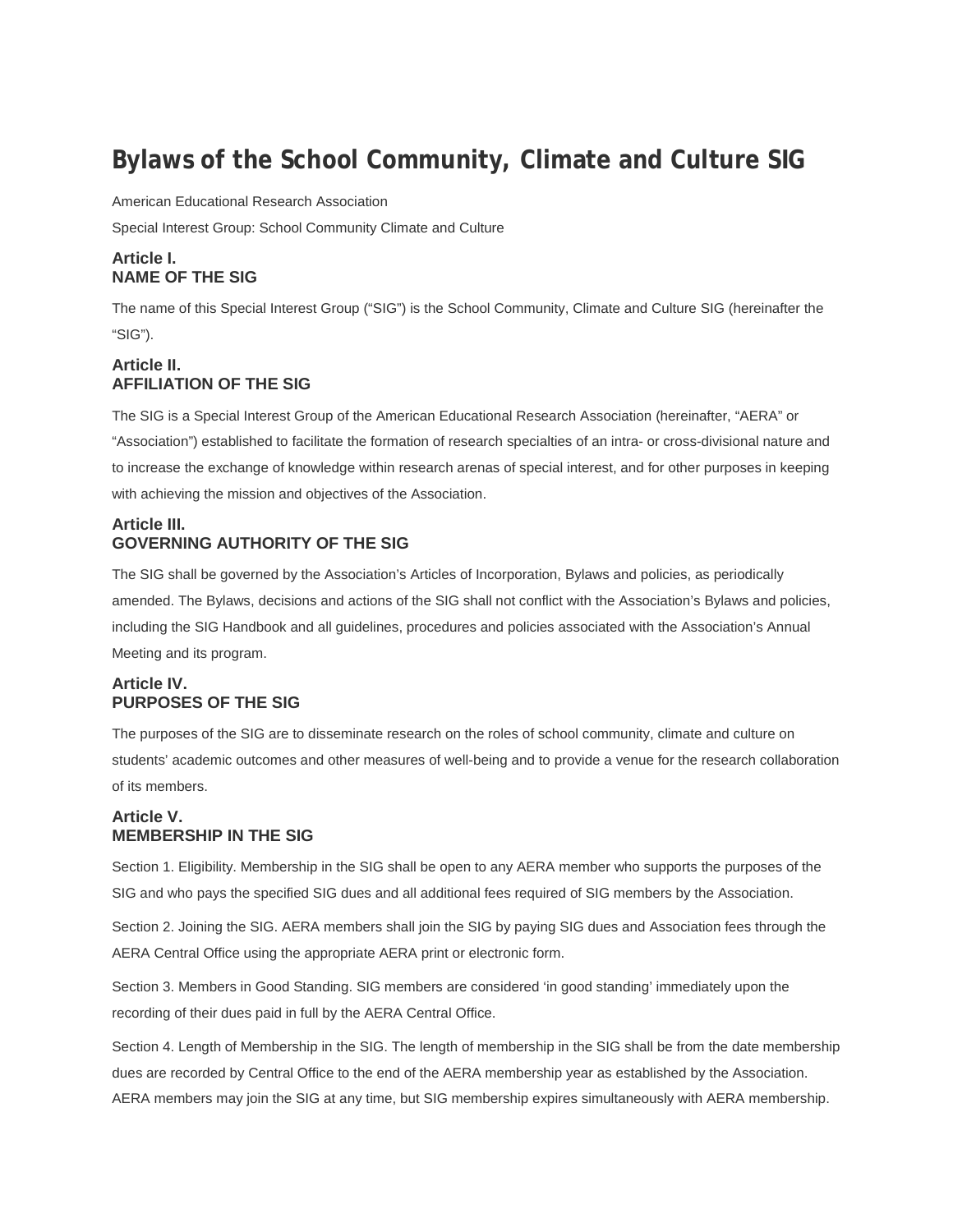# Bylaws of the School Community, Climate and Culture SIG

American Educational Research Association

Special Interest Group: School Community Climate and Culture

### Article I.
### NAME OF THE SIG

The name of this Special Interest Group ("SIG") is the School Community, Climate and Culture SIG (hereinafter the "SIG").

### Article II.
### AFFILIATION OF THE SIG

The SIG is a Special Interest Group of the American Educational Research Association (hereinafter, "AERA" or "Association") established to facilitate the formation of research specialties of an intra- or cross-divisional nature and to increase the exchange of knowledge within research arenas of special interest, and for other purposes in keeping with achieving the mission and objectives of the Association.

### Article III.
### GOVERNING AUTHORITY OF THE SIG

The SIG shall be governed by the Association's Articles of Incorporation, Bylaws and policies, as periodically amended. The Bylaws, decisions and actions of the SIG shall not conflict with the Association's Bylaws and policies, including the SIG Handbook and all guidelines, procedures and policies associated with the Association's Annual Meeting and its program.

### Article IV.
### PURPOSES OF THE SIG

The purposes of the SIG are to disseminate research on the roles of school community, climate and culture on students' academic outcomes and other measures of well-being and to provide a venue for the research collaboration of its members.

### Article V.
### MEMBERSHIP IN THE SIG

Section 1. Eligibility. Membership in the SIG shall be open to any AERA member who supports the purposes of the SIG and who pays the specified SIG dues and all additional fees required of SIG members by the Association.

Section 2. Joining the SIG. AERA members shall join the SIG by paying SIG dues and Association fees through the AERA Central Office using the appropriate AERA print or electronic form.

Section 3. Members in Good Standing. SIG members are considered 'in good standing' immediately upon the recording of their dues paid in full by the AERA Central Office.

Section 4. Length of Membership in the SIG. The length of membership in the SIG shall be from the date membership dues are recorded by Central Office to the end of the AERA membership year as established by the Association. AERA members may join the SIG at any time, but SIG membership expires simultaneously with AERA membership.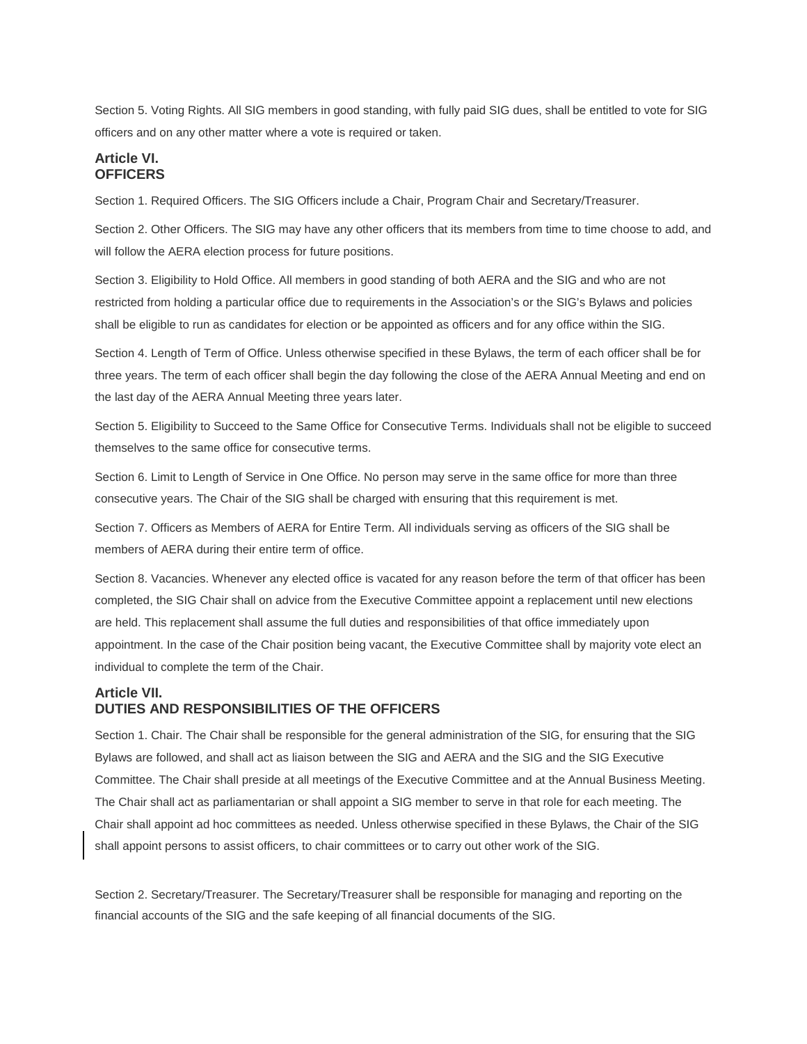Section 5. Voting Rights. All SIG members in good standing, with fully paid SIG dues, shall be entitled to vote for SIG officers and on any other matter where a vote is required or taken.

## Article VI.
## OFFICERS

Section 1. Required Officers. The SIG Officers include a Chair, Program Chair and Secretary/Treasurer.

Section 2. Other Officers. The SIG may have any other officers that its members from time to time choose to add, and will follow the AERA election process for future positions.

Section 3. Eligibility to Hold Office. All members in good standing of both AERA and the SIG and who are not restricted from holding a particular office due to requirements in the Association's or the SIG's Bylaws and policies shall be eligible to run as candidates for election or be appointed as officers and for any office within the SIG.

Section 4. Length of Term of Office. Unless otherwise specified in these Bylaws, the term of each officer shall be for three years. The term of each officer shall begin the day following the close of the AERA Annual Meeting and end on the last day of the AERA Annual Meeting three years later.

Section 5. Eligibility to Succeed to the Same Office for Consecutive Terms. Individuals shall not be eligible to succeed themselves to the same office for consecutive terms.

Section 6. Limit to Length of Service in One Office. No person may serve in the same office for more than three consecutive years. The Chair of the SIG shall be charged with ensuring that this requirement is met.

Section 7. Officers as Members of AERA for Entire Term. All individuals serving as officers of the SIG shall be members of AERA during their entire term of office.

Section 8. Vacancies. Whenever any elected office is vacated for any reason before the term of that officer has been completed, the SIG Chair shall on advice from the Executive Committee appoint a replacement until new elections are held. This replacement shall assume the full duties and responsibilities of that office immediately upon appointment. In the case of the Chair position being vacant, the Executive Committee shall by majority vote elect an individual to complete the term of the Chair.

## Article VII.
## DUTIES AND RESPONSIBILITIES OF THE OFFICERS

Section 1. Chair. The Chair shall be responsible for the general administration of the SIG, for ensuring that the SIG Bylaws are followed, and shall act as liaison between the SIG and AERA and the SIG and the SIG Executive Committee. The Chair shall preside at all meetings of the Executive Committee and at the Annual Business Meeting. The Chair shall act as parliamentarian or shall appoint a SIG member to serve in that role for each meeting. The Chair shall appoint ad hoc committees as needed. Unless otherwise specified in these Bylaws, the Chair of the SIG shall appoint persons to assist officers, to chair committees or to carry out other work of the SIG.

Section 2. Secretary/Treasurer. The Secretary/Treasurer shall be responsible for managing and reporting on the financial accounts of the SIG and the safe keeping of all financial documents of the SIG.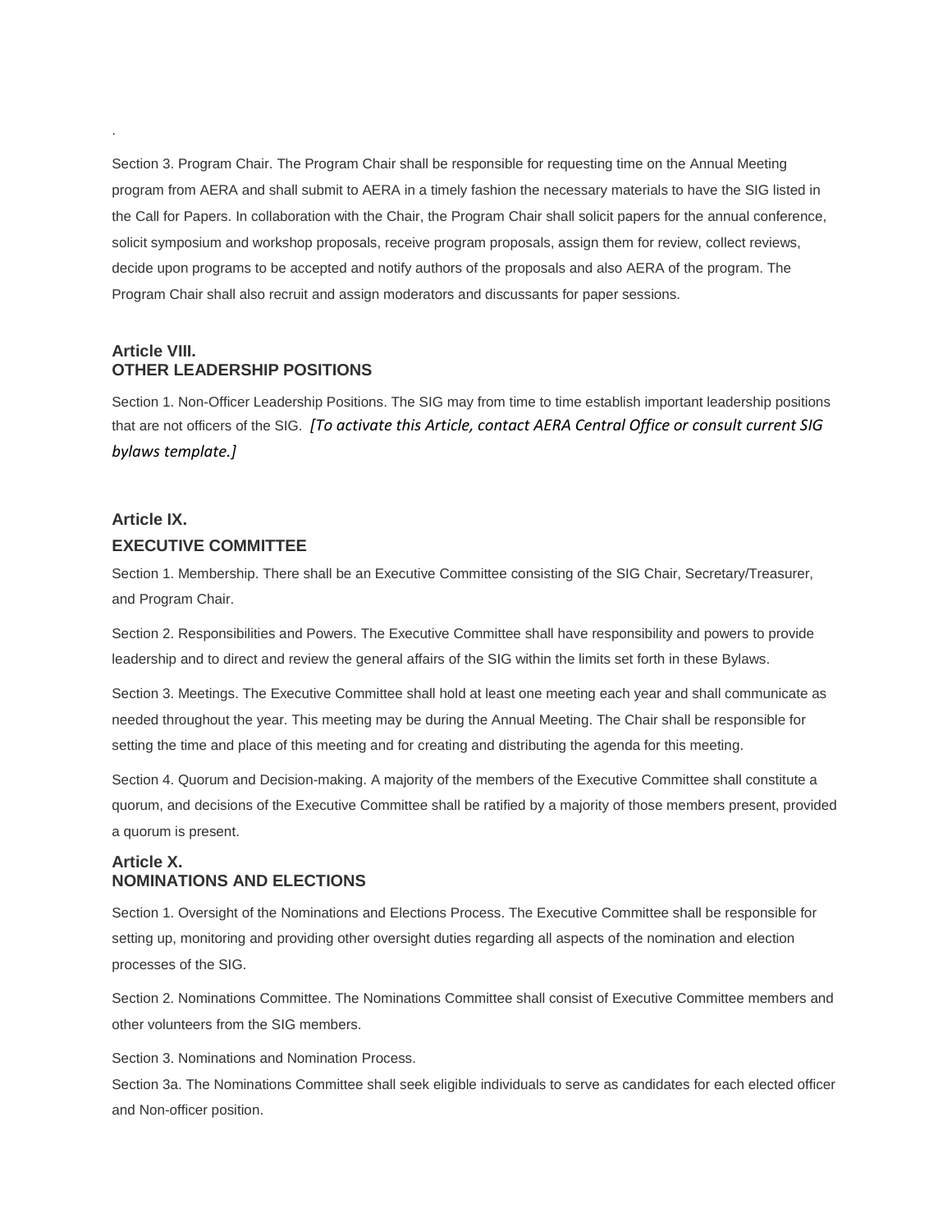.

Section 3. Program Chair. The Program Chair shall be responsible for requesting time on the Annual Meeting program from AERA and shall submit to AERA in a timely fashion the necessary materials to have the SIG listed in the Call for Papers. In collaboration with the Chair, the Program Chair shall solicit papers for the annual conference, solicit symposium and workshop proposals, receive program proposals, assign them for review, collect reviews, decide upon programs to be accepted and notify authors of the proposals and also AERA of the program. The Program Chair shall also recruit and assign moderators and discussants for paper sessions.

### Article VIII.
### OTHER LEADERSHIP POSITIONS

Section 1. Non-Officer Leadership Positions. The SIG may from time to time establish important leadership positions that are not officers of the SIG. *[To activate this Article, contact AERA Central Office or consult current SIG bylaws template.]*

### Article IX.
### EXECUTIVE COMMITTEE

Section 1. Membership. There shall be an Executive Committee consisting of the SIG Chair, Secretary/Treasurer, and Program Chair.

Section 2. Responsibilities and Powers. The Executive Committee shall have responsibility and powers to provide leadership and to direct and review the general affairs of the SIG within the limits set forth in these Bylaws.

Section 3. Meetings. The Executive Committee shall hold at least one meeting each year and shall communicate as needed throughout the year. This meeting may be during the Annual Meeting. The Chair shall be responsible for setting the time and place of this meeting and for creating and distributing the agenda for this meeting.

Section 4. Quorum and Decision-making. A majority of the members of the Executive Committee shall constitute a quorum, and decisions of the Executive Committee shall be ratified by a majority of those members present, provided a quorum is present.

### Article X.
### NOMINATIONS AND ELECTIONS

Section 1. Oversight of the Nominations and Elections Process. The Executive Committee shall be responsible for setting up, monitoring and providing other oversight duties regarding all aspects of the nomination and election processes of the SIG.

Section 2. Nominations Committee. The Nominations Committee shall consist of Executive Committee members and other volunteers from the SIG members.

Section 3. Nominations and Nomination Process.

Section 3a. The Nominations Committee shall seek eligible individuals to serve as candidates for each elected officer and Non-officer position.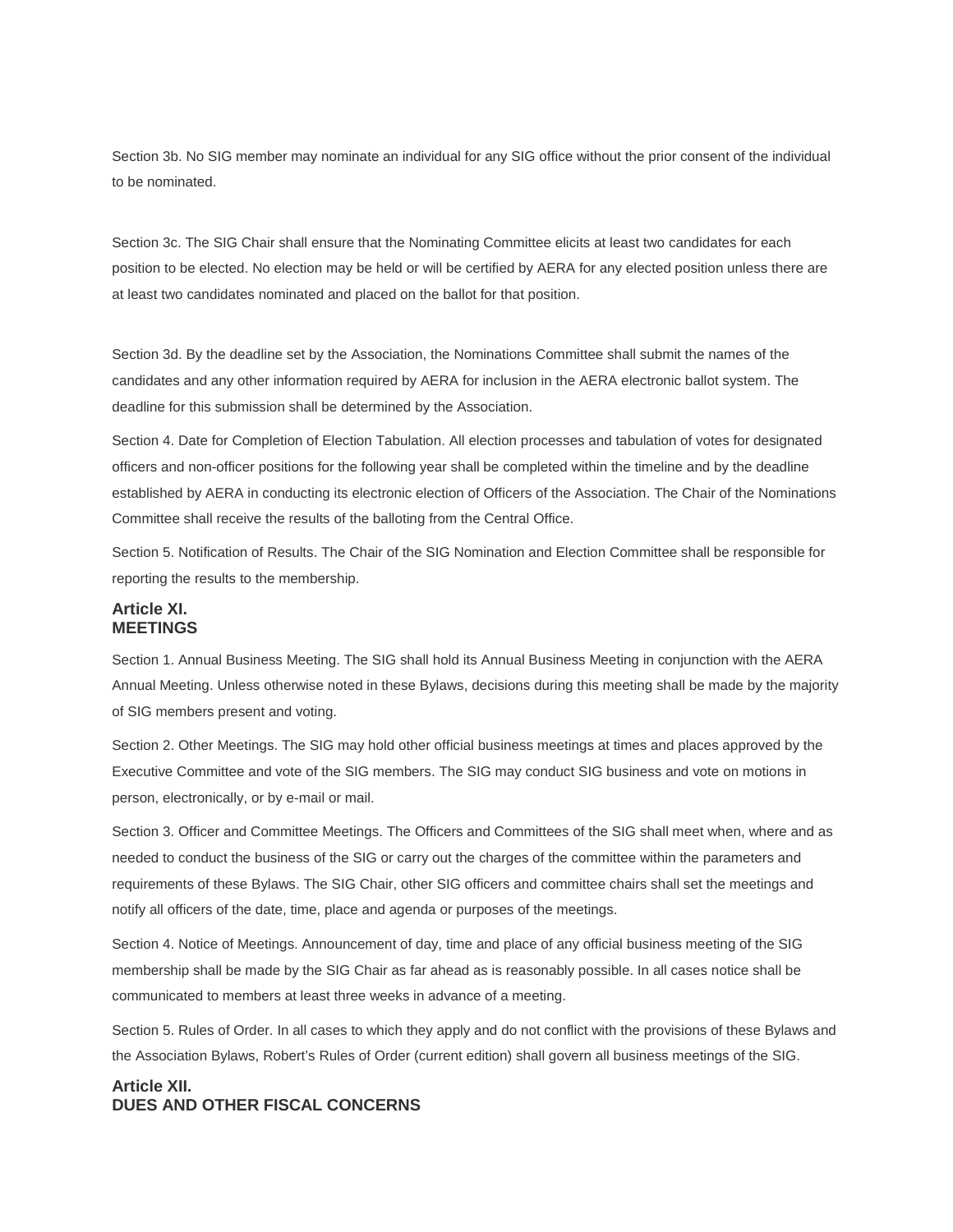Section 3b. No SIG member may nominate an individual for any SIG office without the prior consent of the individual to be nominated.

Section 3c. The SIG Chair shall ensure that the Nominating Committee elicits at least two candidates for each position to be elected. No election may be held or will be certified by AERA for any elected position unless there are at least two candidates nominated and placed on the ballot for that position.

Section 3d. By the deadline set by the Association, the Nominations Committee shall submit the names of the candidates and any other information required by AERA for inclusion in the AERA electronic ballot system. The deadline for this submission shall be determined by the Association.

Section 4. Date for Completion of Election Tabulation. All election processes and tabulation of votes for designated officers and non-officer positions for the following year shall be completed within the timeline and by the deadline established by AERA in conducting its electronic election of Officers of the Association. The Chair of the Nominations Committee shall receive the results of the balloting from the Central Office.

Section 5. Notification of Results. The Chair of the SIG Nomination and Election Committee shall be responsible for reporting the results to the membership.

### Article XI.
### MEETINGS

Section 1. Annual Business Meeting. The SIG shall hold its Annual Business Meeting in conjunction with the AERA Annual Meeting. Unless otherwise noted in these Bylaws, decisions during this meeting shall be made by the majority of SIG members present and voting.

Section 2. Other Meetings. The SIG may hold other official business meetings at times and places approved by the Executive Committee and vote of the SIG members. The SIG may conduct SIG business and vote on motions in person, electronically, or by e-mail or mail.

Section 3. Officer and Committee Meetings. The Officers and Committees of the SIG shall meet when, where and as needed to conduct the business of the SIG or carry out the charges of the committee within the parameters and requirements of these Bylaws. The SIG Chair, other SIG officers and committee chairs shall set the meetings and notify all officers of the date, time, place and agenda or purposes of the meetings.

Section 4. Notice of Meetings. Announcement of day, time and place of any official business meeting of the SIG membership shall be made by the SIG Chair as far ahead as is reasonably possible. In all cases notice shall be communicated to members at least three weeks in advance of a meeting.

Section 5. Rules of Order. In all cases to which they apply and do not conflict with the provisions of these Bylaws and the Association Bylaws, Robert's Rules of Order (current edition) shall govern all business meetings of the SIG.

### Article XII.
### DUES AND OTHER FISCAL CONCERNS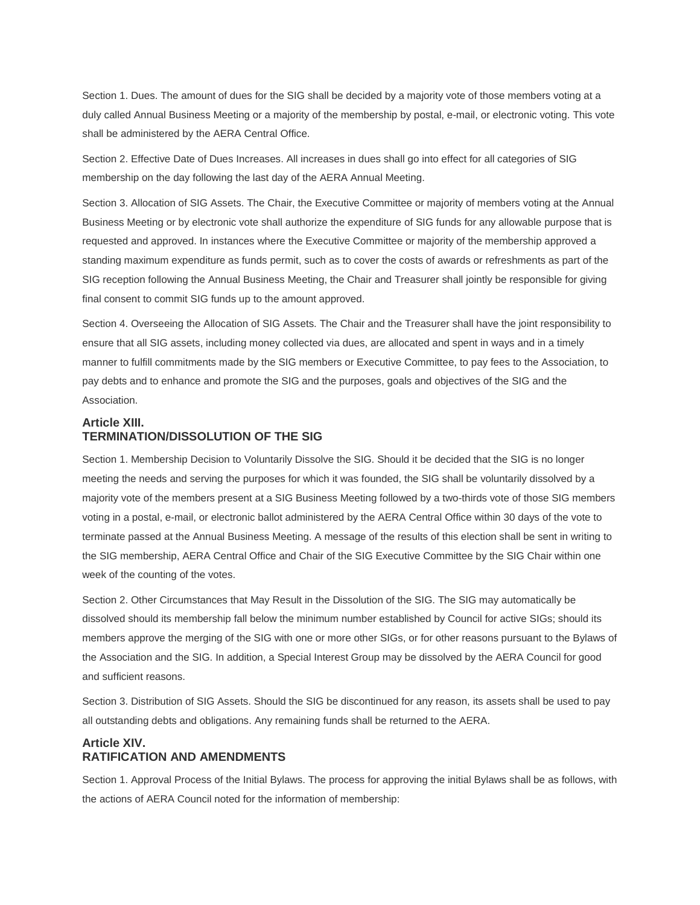Section 1. Dues. The amount of dues for the SIG shall be decided by a majority vote of those members voting at a duly called Annual Business Meeting or a majority of the membership by postal, e-mail, or electronic voting. This vote shall be administered by the AERA Central Office.

Section 2. Effective Date of Dues Increases. All increases in dues shall go into effect for all categories of SIG membership on the day following the last day of the AERA Annual Meeting.

Section 3. Allocation of SIG Assets. The Chair, the Executive Committee or majority of members voting at the Annual Business Meeting or by electronic vote shall authorize the expenditure of SIG funds for any allowable purpose that is requested and approved. In instances where the Executive Committee or majority of the membership approved a standing maximum expenditure as funds permit, such as to cover the costs of awards or refreshments as part of the SIG reception following the Annual Business Meeting, the Chair and Treasurer shall jointly be responsible for giving final consent to commit SIG funds up to the amount approved.

Section 4. Overseeing the Allocation of SIG Assets. The Chair and the Treasurer shall have the joint responsibility to ensure that all SIG assets, including money collected via dues, are allocated and spent in ways and in a timely manner to fulfill commitments made by the SIG members or Executive Committee, to pay fees to the Association, to pay debts and to enhance and promote the SIG and the purposes, goals and objectives of the SIG and the Association.

### Article XIII.
### TERMINATION/DISSOLUTION OF THE SIG

Section 1. Membership Decision to Voluntarily Dissolve the SIG. Should it be decided that the SIG is no longer meeting the needs and serving the purposes for which it was founded, the SIG shall be voluntarily dissolved by a majority vote of the members present at a SIG Business Meeting followed by a two-thirds vote of those SIG members voting in a postal, e-mail, or electronic ballot administered by the AERA Central Office within 30 days of the vote to terminate passed at the Annual Business Meeting. A message of the results of this election shall be sent in writing to the SIG membership, AERA Central Office and Chair of the SIG Executive Committee by the SIG Chair within one week of the counting of the votes.

Section 2. Other Circumstances that May Result in the Dissolution of the SIG. The SIG may automatically be dissolved should its membership fall below the minimum number established by Council for active SIGs; should its members approve the merging of the SIG with one or more other SIGs, or for other reasons pursuant to the Bylaws of the Association and the SIG. In addition, a Special Interest Group may be dissolved by the AERA Council for good and sufficient reasons.

Section 3. Distribution of SIG Assets. Should the SIG be discontinued for any reason, its assets shall be used to pay all outstanding debts and obligations. Any remaining funds shall be returned to the AERA.

### Article XIV.
### RATIFICATION AND AMENDMENTS

Section 1. Approval Process of the Initial Bylaws. The process for approving the initial Bylaws shall be as follows, with the actions of AERA Council noted for the information of membership: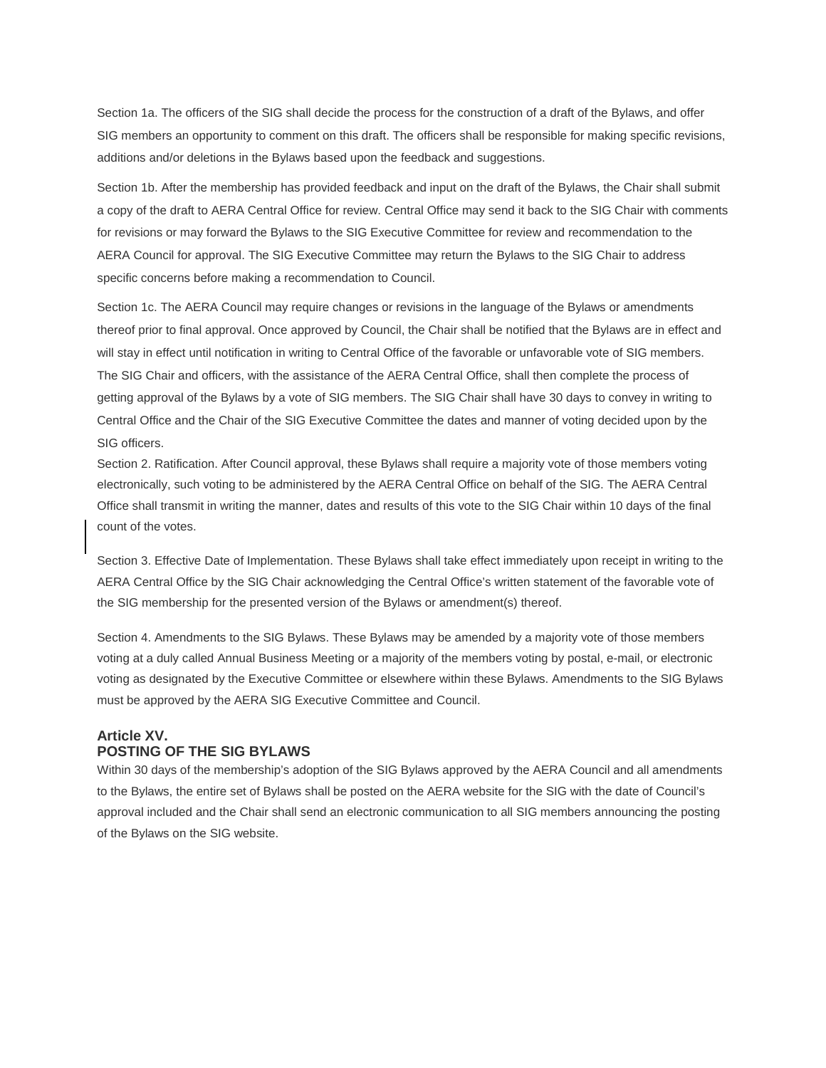Section 1a. The officers of the SIG shall decide the process for the construction of a draft of the Bylaws, and offer SIG members an opportunity to comment on this draft. The officers shall be responsible for making specific revisions, additions and/or deletions in the Bylaws based upon the feedback and suggestions.

Section 1b. After the membership has provided feedback and input on the draft of the Bylaws, the Chair shall submit a copy of the draft to AERA Central Office for review. Central Office may send it back to the SIG Chair with comments for revisions or may forward the Bylaws to the SIG Executive Committee for review and recommendation to the AERA Council for approval. The SIG Executive Committee may return the Bylaws to the SIG Chair to address specific concerns before making a recommendation to Council.

Section 1c. The AERA Council may require changes or revisions in the language of the Bylaws or amendments thereof prior to final approval. Once approved by Council, the Chair shall be notified that the Bylaws are in effect and will stay in effect until notification in writing to Central Office of the favorable or unfavorable vote of SIG members. The SIG Chair and officers, with the assistance of the AERA Central Office, shall then complete the process of getting approval of the Bylaws by a vote of SIG members. The SIG Chair shall have 30 days to convey in writing to Central Office and the Chair of the SIG Executive Committee the dates and manner of voting decided upon by the SIG officers.

Section 2. Ratification. After Council approval, these Bylaws shall require a majority vote of those members voting electronically, such voting to be administered by the AERA Central Office on behalf of the SIG. The AERA Central Office shall transmit in writing the manner, dates and results of this vote to the SIG Chair within 10 days of the final count of the votes.

Section 3. Effective Date of Implementation. These Bylaws shall take effect immediately upon receipt in writing to the AERA Central Office by the SIG Chair acknowledging the Central Office's written statement of the favorable vote of the SIG membership for the presented version of the Bylaws or amendment(s) thereof.

Section 4. Amendments to the SIG Bylaws. These Bylaws may be amended by a majority vote of those members voting at a duly called Annual Business Meeting or a majority of the members voting by postal, e-mail, or electronic voting as designated by the Executive Committee or elsewhere within these Bylaws. Amendments to the SIG Bylaws must be approved by the AERA SIG Executive Committee and Council.

## Article XV.
## POSTING OF THE SIG BYLAWS

Within 30 days of the membership's adoption of the SIG Bylaws approved by the AERA Council and all amendments to the Bylaws, the entire set of Bylaws shall be posted on the AERA website for the SIG with the date of Council's approval included and the Chair shall send an electronic communication to all SIG members announcing the posting of the Bylaws on the SIG website.